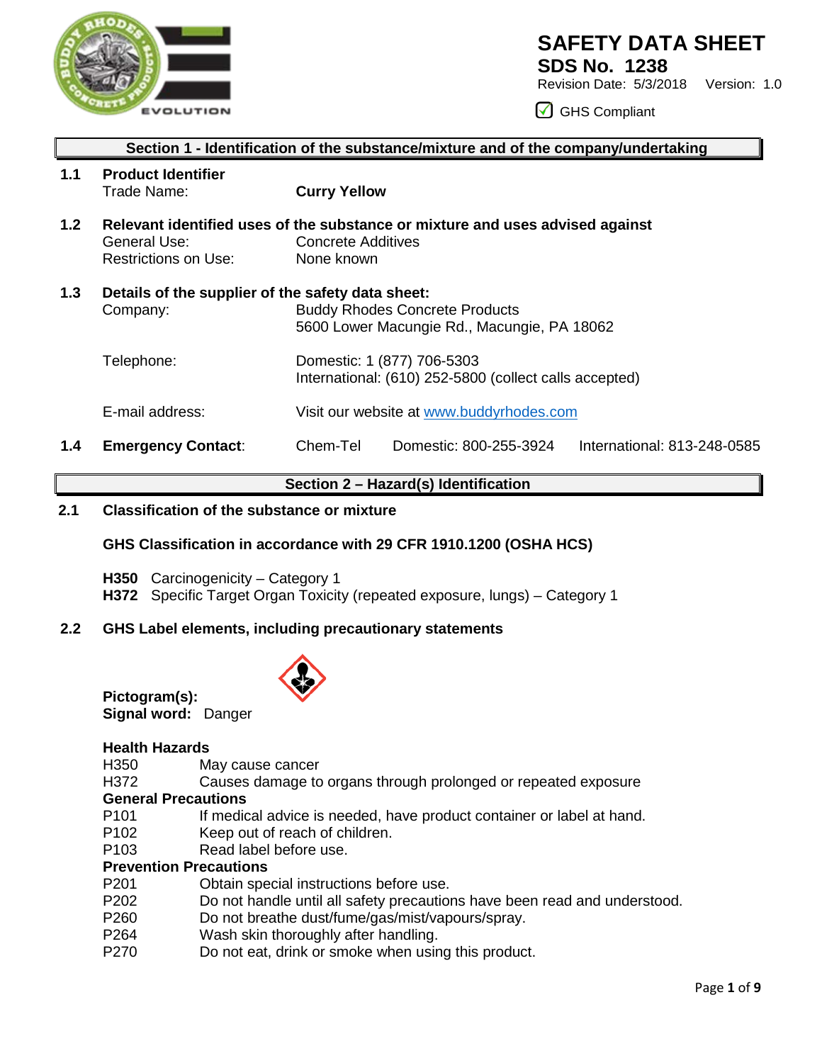# SAFETY DATA SHEET

## SDS No. 1238

Revision Date: 5/3/2018 Version: 1.0

☑ GHS Compliant

## Section 1 - Identification of the substance/mixture and of the company/undertaking

**1.1 Product Identifier**

Trade Name: **Curry Yellow**

**1.2 Relevant identified uses of the substance or mixture and uses advised against**

General Use: Concrete Additives

Restrictions on Use: None known

**1.3 Details of the supplier of the safety data sheet:**

Company: Buddy Rhodes Concrete Products
5600 Lower Macungie Rd., Macungie, PA 18062

Telephone: Domestic: 1 (877) 706-5303
International: (610) 252-5800 (collect calls accepted)

E-mail address: Visit our website at www.buddyrhodes.com

**1.4 Emergency Contact:** Chem-Tel Domestic: 800-255-3924 International: 813-248-0585

## Section 2 – Hazard(s) Identification

**2.1 Classification of the substance or mixture**

**GHS Classification in accordance with 29 CFR 1910.1200 (OSHA HCS)**

**H350** Carcinogenicity – Category 1
**H372** Specific Target Organ Toxicity (repeated exposure, lungs) – Category 1

**2.2 GHS Label elements, including precautionary statements**

**Pictogram(s):**
**Signal word:** Danger

**Health Hazards**

H350 May cause cancer
H372 Causes damage to organs through prolonged or repeated exposure

**General Precautions**

P101 If medical advice is needed, have product container or label at hand.
P102 Keep out of reach of children.
P103 Read label before use.

**Prevention Precautions**

P201 Obtain special instructions before use.
P202 Do not handle until all safety precautions have been read and understood.
P260 Do not breathe dust/fume/gas/mist/vapours/spray.
P264 Wash skin thoroughly after handling.
P270 Do not eat, drink or smoke when using this product.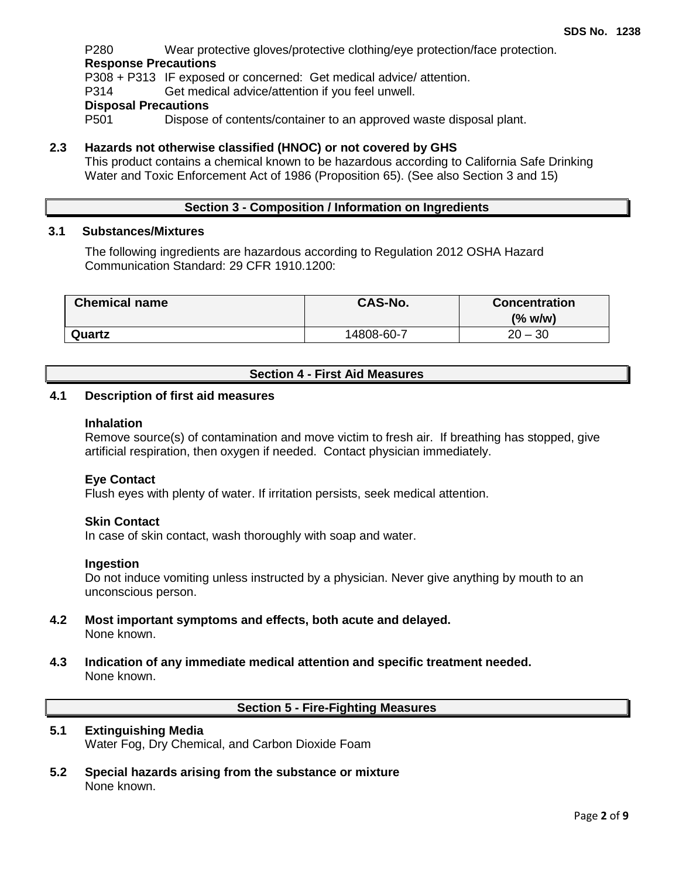P280 Wear protective gloves/protective clothing/eye protection/face protection.

**Response Precautions**

P308 + P313 IF exposed or concerned: Get medical advice/ attention.

P314 Get medical advice/attention if you feel unwell.

**Disposal Precautions**

P501 Dispose of contents/container to an approved waste disposal plant.

### 2.3 Hazards not otherwise classified (HNOC) or not covered by GHS

This product contains a chemical known to be hazardous according to California Safe Drinking Water and Toxic Enforcement Act of 1986 (Proposition 65). (See also Section 3 and 15)

## Section 3 - Composition / Information on Ingredients

### 3.1 Substances/Mixtures

The following ingredients are hazardous according to Regulation 2012 OSHA Hazard Communication Standard: 29 CFR 1910.1200:

| Chemical name | CAS-No. | Concentration (% w/w) |
|---|---|---|
| **Quartz** | 14808-60-7 | 20 – 30 |

## Section 4 - First Aid Measures

### 4.1 Description of first aid measures

**Inhalation**

Remove source(s) of contamination and move victim to fresh air. If breathing has stopped, give artificial respiration, then oxygen if needed. Contact physician immediately.

**Eye Contact**

Flush eyes with plenty of water. If irritation persists, seek medical attention.

**Skin Contact**

In case of skin contact, wash thoroughly with soap and water.

**Ingestion**

Do not induce vomiting unless instructed by a physician. Never give anything by mouth to an unconscious person.

### 4.2 Most important symptoms and effects, both acute and delayed.

None known.

### 4.3 Indication of any immediate medical attention and specific treatment needed.

None known.

## Section 5 - Fire-Fighting Measures

### 5.1 Extinguishing Media

Water Fog, Dry Chemical, and Carbon Dioxide Foam

### 5.2 Special hazards arising from the substance or mixture

None known.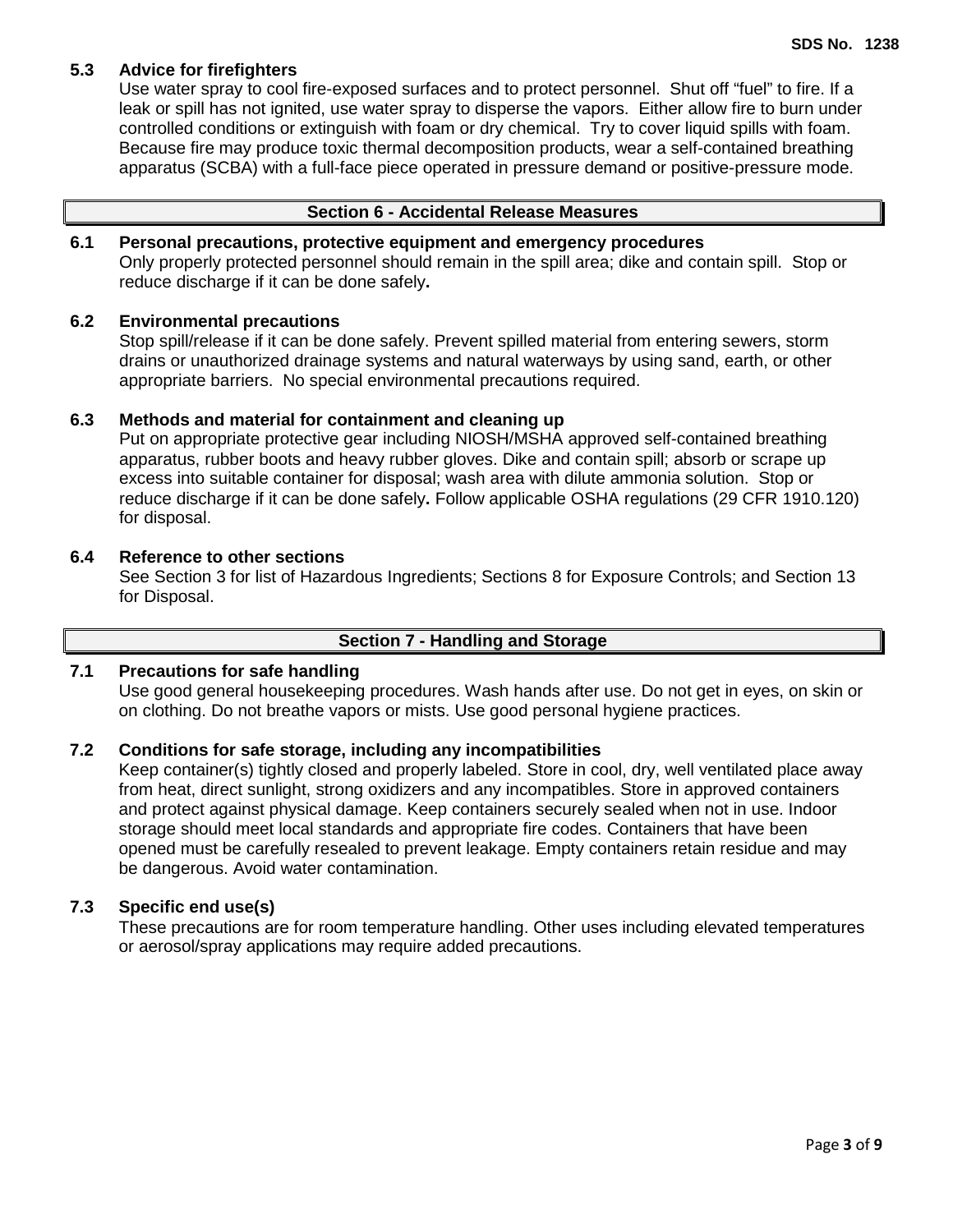### 5.3 Advice for firefighters

Use water spray to cool fire-exposed surfaces and to protect personnel. Shut off "fuel" to fire. If a leak or spill has not ignited, use water spray to disperse the vapors. Either allow fire to burn under controlled conditions or extinguish with foam or dry chemical. Try to cover liquid spills with foam. Because fire may produce toxic thermal decomposition products, wear a self-contained breathing apparatus (SCBA) with a full-face piece operated in pressure demand or positive-pressure mode.

## Section 6 - Accidental Release Measures

### 6.1 Personal precautions, protective equipment and emergency procedures

Only properly protected personnel should remain in the spill area; dike and contain spill. Stop or reduce discharge if it can be done safely**.**

### 6.2 Environmental precautions

Stop spill/release if it can be done safely. Prevent spilled material from entering sewers, storm drains or unauthorized drainage systems and natural waterways by using sand, earth, or other appropriate barriers. No special environmental precautions required.

### 6.3 Methods and material for containment and cleaning up

Put on appropriate protective gear including NIOSH/MSHA approved self-contained breathing apparatus, rubber boots and heavy rubber gloves. Dike and contain spill; absorb or scrape up excess into suitable container for disposal; wash area with dilute ammonia solution. Stop or reduce discharge if it can be done safely**.** Follow applicable OSHA regulations (29 CFR 1910.120) for disposal.

### 6.4 Reference to other sections

See Section 3 for list of Hazardous Ingredients; Sections 8 for Exposure Controls; and Section 13 for Disposal.

## Section 7 - Handling and Storage

### 7.1 Precautions for safe handling

Use good general housekeeping procedures. Wash hands after use. Do not get in eyes, on skin or on clothing. Do not breathe vapors or mists. Use good personal hygiene practices.

### 7.2 Conditions for safe storage, including any incompatibilities

Keep container(s) tightly closed and properly labeled. Store in cool, dry, well ventilated place away from heat, direct sunlight, strong oxidizers and any incompatibles. Store in approved containers and protect against physical damage. Keep containers securely sealed when not in use. Indoor storage should meet local standards and appropriate fire codes. Containers that have been opened must be carefully resealed to prevent leakage. Empty containers retain residue and may be dangerous. Avoid water contamination.

### 7.3 Specific end use(s)

These precautions are for room temperature handling. Other uses including elevated temperatures or aerosol/spray applications may require added precautions.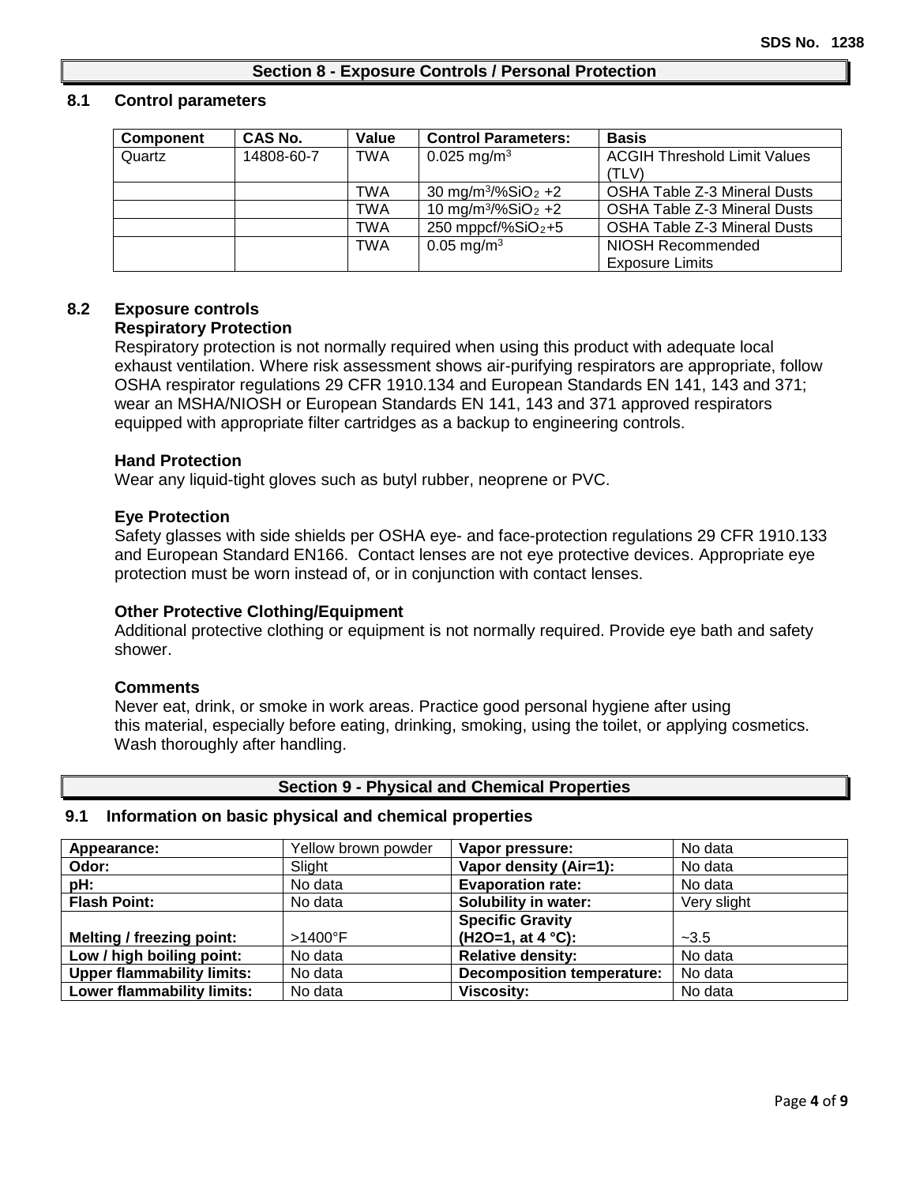## Section 8 - Exposure Controls / Personal Protection

### 8.1 Control parameters

| Component | CAS No. | Value | Control Parameters: | Basis |
|---|---|---|---|---|
| Quartz | 14808-60-7 | TWA | 0.025 $mg/m^3$ | ACGIH Threshold Limit Values (TLV) |
| | | TWA | 30 $mg/m^3/\%SiO_2 + 2$ | OSHA Table Z-3 Mineral Dusts |
| | | TWA | 10 $mg/m^3/\%SiO_2 + 2$ | OSHA Table Z-3 Mineral Dusts |
| | | TWA | 250 mppcf/$\%SiO_2$+5 | OSHA Table Z-3 Mineral Dusts |
| | | TWA | 0.05 $mg/m^3$ | NIOSH Recommended Exposure Limits |

### 8.2 Exposure controls

**Respiratory Protection**

Respiratory protection is not normally required when using this product with adequate local exhaust ventilation. Where risk assessment shows air-purifying respirators are appropriate, follow OSHA respirator regulations 29 CFR 1910.134 and European Standards EN 141, 143 and 371; wear an MSHA/NIOSH or European Standards EN 141, 143 and 371 approved respirators equipped with appropriate filter cartridges as a backup to engineering controls.

**Hand Protection**

Wear any liquid-tight gloves such as butyl rubber, neoprene or PVC.

**Eye Protection**

Safety glasses with side shields per OSHA eye- and face-protection regulations 29 CFR 1910.133 and European Standard EN166. Contact lenses are not eye protective devices. Appropriate eye protection must be worn instead of, or in conjunction with contact lenses.

**Other Protective Clothing/Equipment**

Additional protective clothing or equipment is not normally required. Provide eye bath and safety shower.

**Comments**

Never eat, drink, or smoke in work areas. Practice good personal hygiene after using this material, especially before eating, drinking, smoking, using the toilet, or applying cosmetics. Wash thoroughly after handling.

## Section 9 - Physical and Chemical Properties

### 9.1 Information on basic physical and chemical properties

| | | | |
|---|---|---|---|
| **Appearance:** | Yellow brown powder | **Vapor pressure:** | No data |
| **Odor:** | Slight | **Vapor density (Air=1):** | No data |
| **pH:** | No data | **Evaporation rate:** | No data |
| **Flash Point:** | No data | **Solubility in water:** | Very slight |
| **Melting / freezing point:** | >1400°F | **Specific Gravity ($H_2O$=1, at 4 °C):** | ~3.5 |
| **Low / high boiling point:** | No data | **Relative density:** | No data |
| **Upper flammability limits:** | No data | **Decomposition temperature:** | No data |
| **Lower flammability limits:** | No data | **Viscosity:** | No data |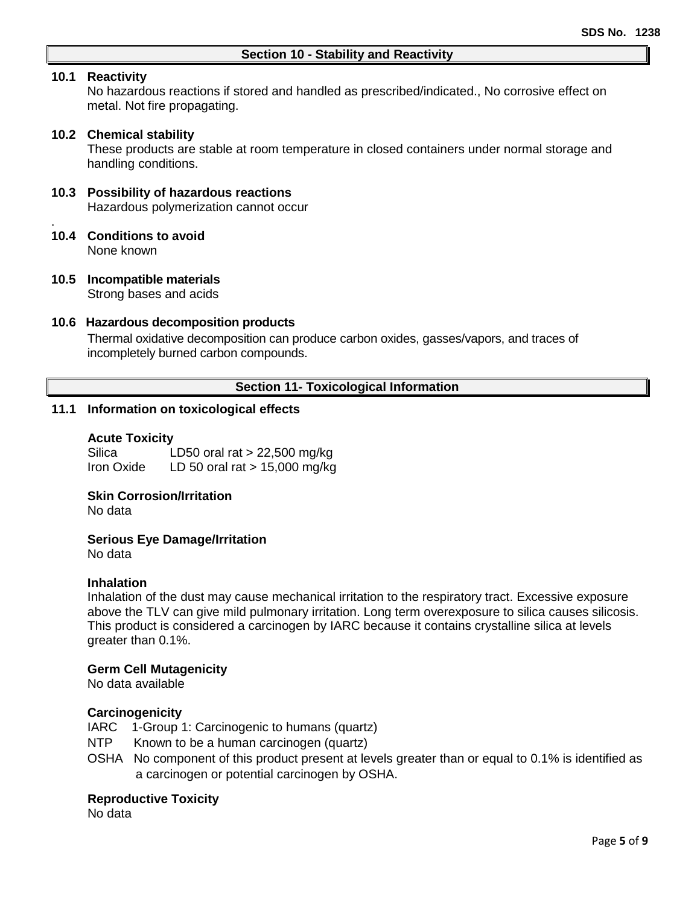## Section 10 - Stability and Reactivity

### 10.1 Reactivity

No hazardous reactions if stored and handled as prescribed/indicated., No corrosive effect on metal. Not fire propagating.

### 10.2 Chemical stability

These products are stable at room temperature in closed containers under normal storage and handling conditions.

### 10.3 Possibility of hazardous reactions

Hazardous polymerization cannot occur

### 10.4 Conditions to avoid

None known

### 10.5 Incompatible materials

Strong bases and acids

### 10.6 Hazardous decomposition products

Thermal oxidative decomposition can produce carbon oxides, gasses/vapors, and traces of incompletely burned carbon compounds.

## Section 11- Toxicological Information

### 11.1 Information on toxicological effects

**Acute Toxicity**

| | |
|---|---|
| Silica | LD50 oral rat > 22,500 mg/kg |
| Iron Oxide | LD 50 oral rat > 15,000 mg/kg |

**Skin Corrosion/Irritation**

No data

**Serious Eye Damage/Irritation**

No data

**Inhalation**

Inhalation of the dust may cause mechanical irritation to the respiratory tract. Excessive exposure above the TLV can give mild pulmonary irritation. Long term overexposure to silica causes silicosis. This product is considered a carcinogen by IARC because it contains crystalline silica at levels greater than 0.1%.

**Germ Cell Mutagenicity**

No data available

**Carcinogenicity**

IARC 1-Group 1: Carcinogenic to humans (quartz)

NTP Known to be a human carcinogen (quartz)

OSHA No component of this product present at levels greater than or equal to 0.1% is identified as a carcinogen or potential carcinogen by OSHA.

**Reproductive Toxicity**

No data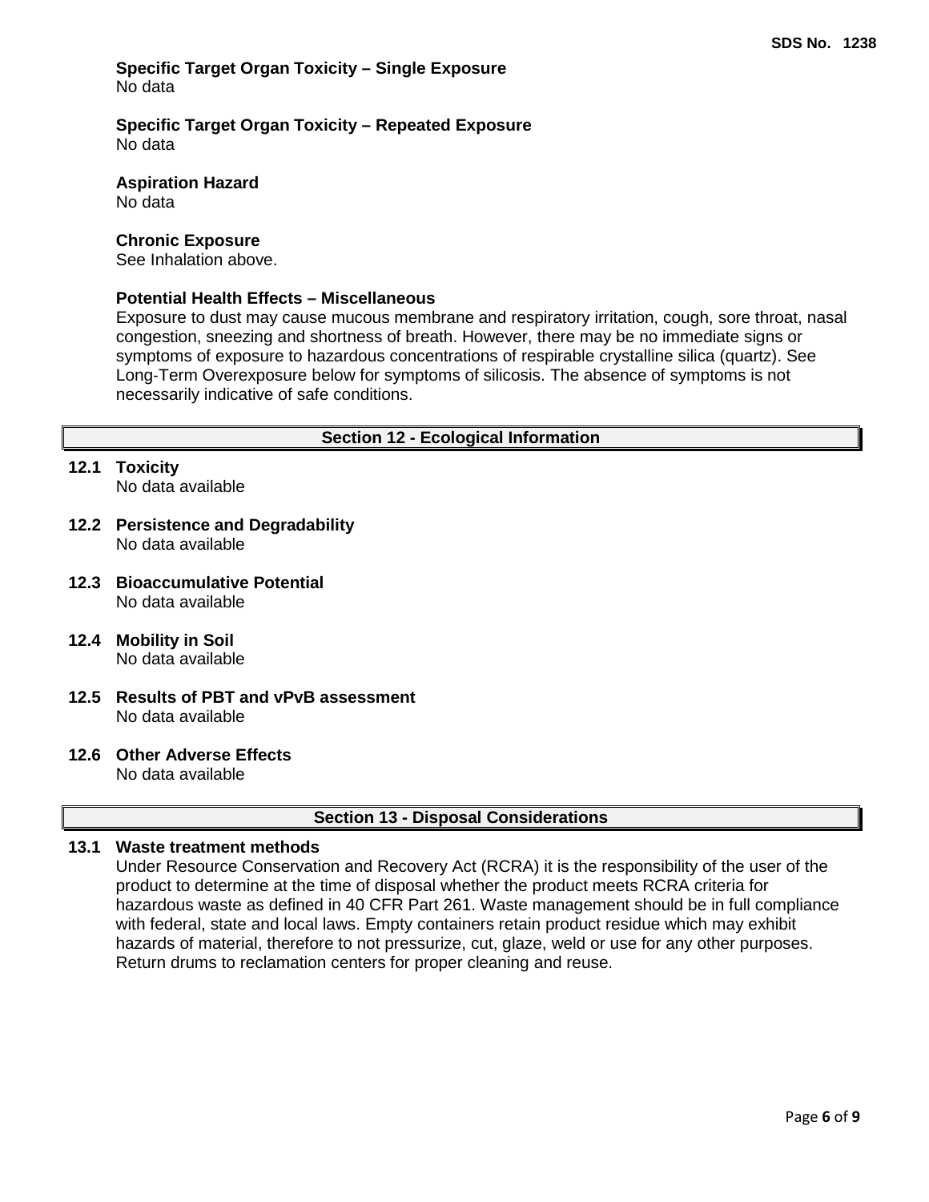**Specific Target Organ Toxicity – Single Exposure**
No data

**Specific Target Organ Toxicity – Repeated Exposure**
No data

**Aspiration Hazard**
No data

**Chronic Exposure**
See Inhalation above.

**Potential Health Effects – Miscellaneous**
Exposure to dust may cause mucous membrane and respiratory irritation, cough, sore throat, nasal congestion, sneezing and shortness of breath. However, there may be no immediate signs or symptoms of exposure to hazardous concentrations of respirable crystalline silica (quartz). See Long-Term Overexposure below for symptoms of silicosis. The absence of symptoms is not necessarily indicative of safe conditions.

## Section 12 - Ecological Information

### 12.1 Toxicity
No data available

### 12.2 Persistence and Degradability
No data available

### 12.3 Bioaccumulative Potential
No data available

### 12.4 Mobility in Soil
No data available

### 12.5 Results of PBT and vPvB assessment
No data available

### 12.6 Other Adverse Effects
No data available

## Section 13 - Disposal Considerations

### 13.1 Waste treatment methods
Under Resource Conservation and Recovery Act (RCRA) it is the responsibility of the user of the product to determine at the time of disposal whether the product meets RCRA criteria for hazardous waste as defined in 40 CFR Part 261. Waste management should be in full compliance with federal, state and local laws. Empty containers retain product residue which may exhibit hazards of material, therefore to not pressurize, cut, glaze, weld or use for any other purposes. Return drums to reclamation centers for proper cleaning and reuse.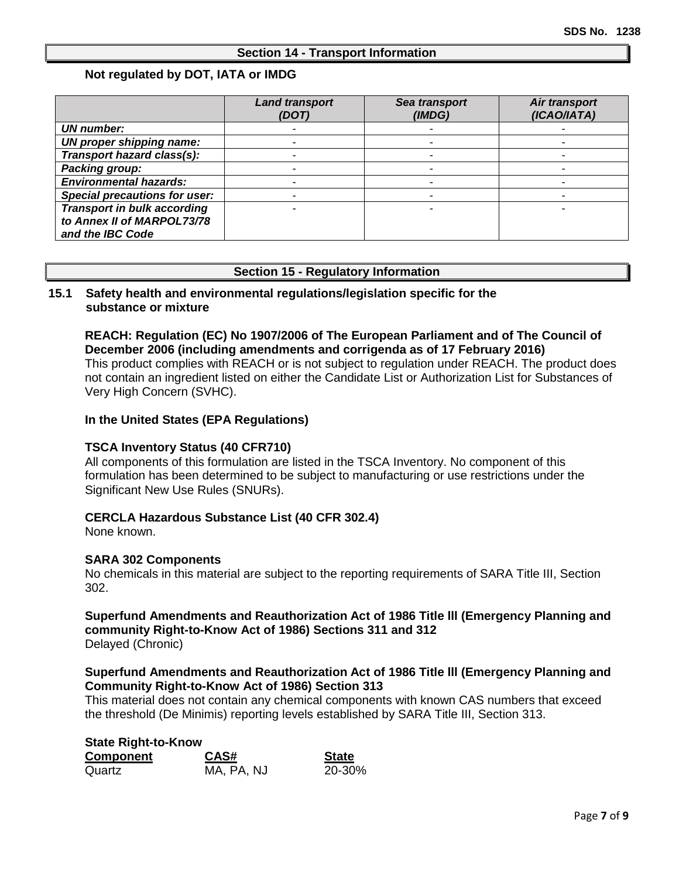## Section 14 - Transport Information

**Not regulated by DOT, IATA or IMDG**

| | *Land transport (DOT)* | *Sea transport (IMDG)* | *Air transport (ICAO/IATA)* |
|---|---|---|---|
| ***UN number:*** | - | - | - |
| ***UN proper shipping name:*** | - | - | - |
| ***Transport hazard class(s):*** | - | - | - |
| ***Packing group:*** | - | - | - |
| ***Environmental hazards:*** | - | - | - |
| ***Special precautions for user:*** | - | - | - |
| ***Transport in bulk according to Annex II of MARPOL73/78 and the IBC Code*** | - | - | - |

## Section 15 - Regulatory Information

### 15.1 Safety health and environmental regulations/legislation specific for the substance or mixture

**REACH: Regulation (EC) No 1907/2006 of The European Parliament and of The Council of December 2006 (including amendments and corrigenda as of 17 February 2016)**
This product complies with REACH or is not subject to regulation under REACH. The product does not contain an ingredient listed on either the Candidate List or Authorization List for Substances of Very High Concern (SVHC).

**In the United States (EPA Regulations)**

**TSCA Inventory Status (40 CFR710)**
All components of this formulation are listed in the TSCA Inventory. No component of this formulation has been determined to be subject to manufacturing or use restrictions under the Significant New Use Rules (SNURs).

**CERCLA Hazardous Substance List (40 CFR 302.4)**
None known.

**SARA 302 Components**
No chemicals in this material are subject to the reporting requirements of SARA Title III, Section 302.

**Superfund Amendments and Reauthorization Act of 1986 Title lll (Emergency Planning and community Right-to-Know Act of 1986) Sections 311 and 312**
Delayed (Chronic)

**Superfund Amendments and Reauthorization Act of 1986 Title lll (Emergency Planning and Community Right-to-Know Act of 1986) Section 313**
This material does not contain any chemical components with known CAS numbers that exceed the threshold (De Minimis) reporting levels established by SARA Title III, Section 313.

**State Right-to-Know**

| Component | CAS# | State |
|---|---|---|
| Quartz | MA, PA, NJ | 20-30% |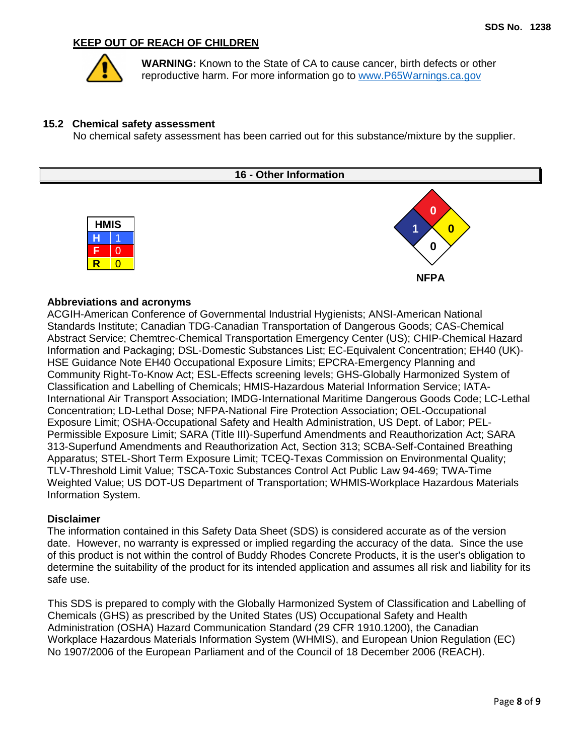**KEEP OUT OF REACH OF CHILDREN**

**WARNING:** Known to the State of CA to cause cancer, birth defects or other reproductive harm. For more information go to www.P65Warnings.ca.gov

### 15.2 Chemical safety assessment

No chemical safety assessment has been carried out for this substance/mixture by the supplier.

## 16 - Other Information

| HMIS | |
|---|---|
| H | 1 |
| F | 0 |
| R | 0 |

NFPA: Health 1, Flammability 0, Instability 0, Special 0

### Abbreviations and acronyms

ACGIH-American Conference of Governmental Industrial Hygienists; ANSI-American National Standards Institute; Canadian TDG-Canadian Transportation of Dangerous Goods; CAS-Chemical Abstract Service; Chemtrec-Chemical Transportation Emergency Center (US); CHIP-Chemical Hazard Information and Packaging; DSL-Domestic Substances List; EC-Equivalent Concentration; EH40 (UK)-HSE Guidance Note EH40 Occupational Exposure Limits; EPCRA-Emergency Planning and Community Right-To-Know Act; ESL-Effects screening levels; GHS-Globally Harmonized System of Classification and Labelling of Chemicals; HMIS-Hazardous Material Information Service; IATA-International Air Transport Association; IMDG-International Maritime Dangerous Goods Code; LC-Lethal Concentration; LD-Lethal Dose; NFPA-National Fire Protection Association; OEL-Occupational Exposure Limit; OSHA-Occupational Safety and Health Administration, US Dept. of Labor; PEL-Permissible Exposure Limit; SARA (Title III)-Superfund Amendments and Reauthorization Act; SARA 313-Superfund Amendments and Reauthorization Act, Section 313; SCBA-Self-Contained Breathing Apparatus; STEL-Short Term Exposure Limit; TCEQ-Texas Commission on Environmental Quality; TLV-Threshold Limit Value; TSCA-Toxic Substances Control Act Public Law 94-469; TWA-Time Weighted Value; US DOT-US Department of Transportation; WHMIS-Workplace Hazardous Materials Information System.

### Disclaimer

The information contained in this Safety Data Sheet (SDS) is considered accurate as of the version date. However, no warranty is expressed or implied regarding the accuracy of the data. Since the use of this product is not within the control of Buddy Rhodes Concrete Products, it is the user's obligation to determine the suitability of the product for its intended application and assumes all risk and liability for its safe use.

This SDS is prepared to comply with the Globally Harmonized System of Classification and Labelling of Chemicals (GHS) as prescribed by the United States (US) Occupational Safety and Health Administration (OSHA) Hazard Communication Standard (29 CFR 1910.1200), the Canadian Workplace Hazardous Materials Information System (WHMIS), and European Union Regulation (EC) No 1907/2006 of the European Parliament and of the Council of 18 December 2006 (REACH).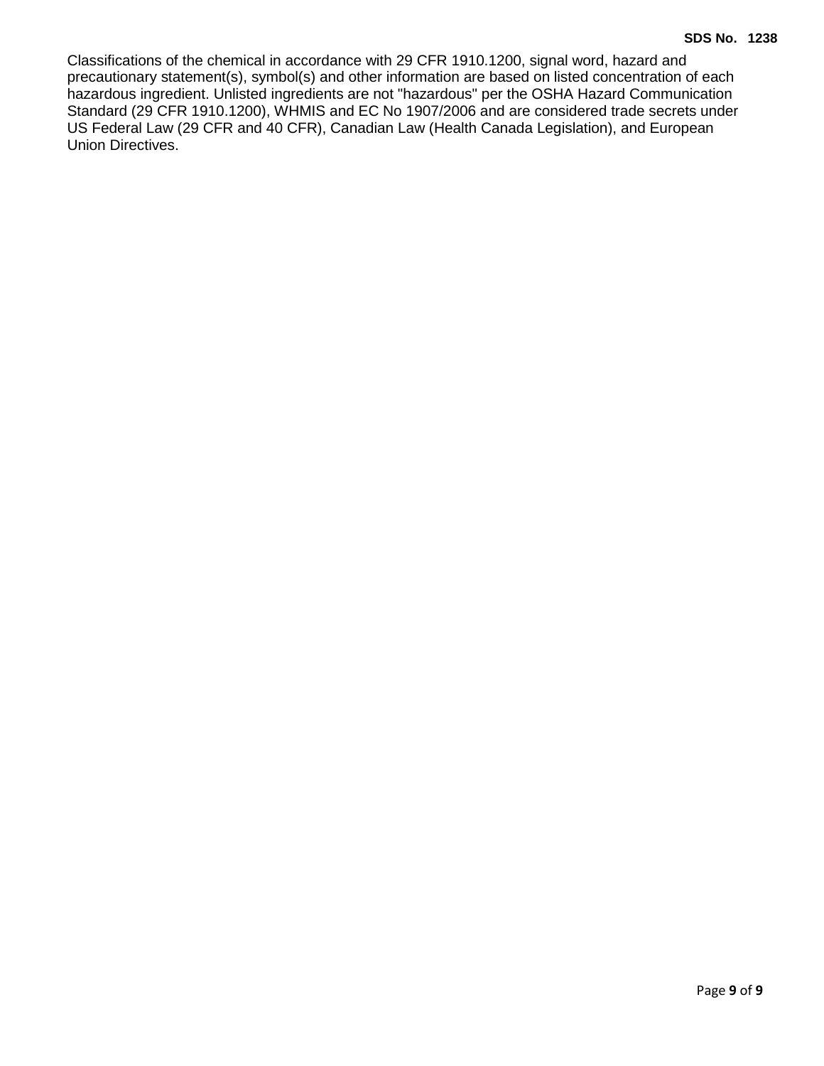Classifications of the chemical in accordance with 29 CFR 1910.1200, signal word, hazard and precautionary statement(s), symbol(s) and other information are based on listed concentration of each hazardous ingredient. Unlisted ingredients are not "hazardous" per the OSHA Hazard Communication Standard (29 CFR 1910.1200), WHMIS and EC No 1907/2006 and are considered trade secrets under US Federal Law (29 CFR and 40 CFR), Canadian Law (Health Canada Legislation), and European Union Directives.